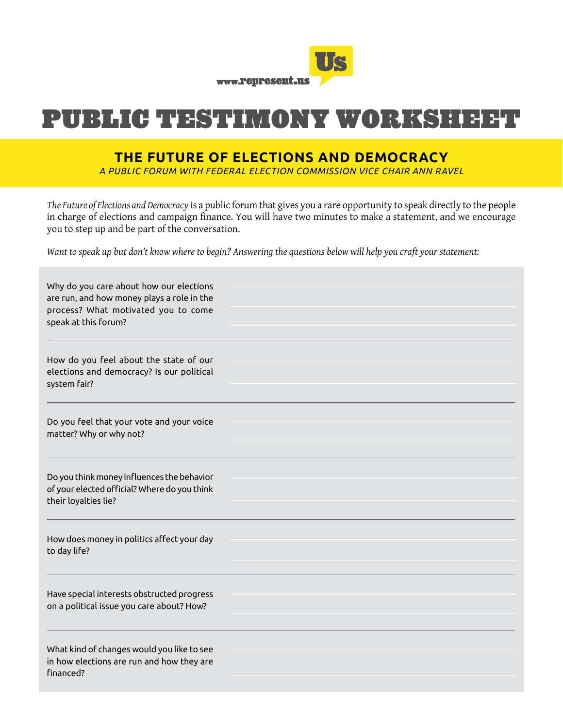www.represent.us

# PUBLIC TESTIMONY WORKSHEET

## THE FUTURE OF ELECTIONS AND DEMOCRACY

*A PUBLIC FORUM WITH FEDERAL ELECTION COMMISSION VICE CHAIR ANN RAVEL*

*The Future of Elections and Democracy* is a public forum that gives you a rare opportunity to speak directly to the people in charge of elections and campaign finance. You will have two minutes to make a statement, and we encourage you to step up and be part of the conversation.

*Want to speak up but don't know where to begin? Answering the questions below will help you craft your statement:*

Why do you care about how our elections are run, and how money plays a role in the process? What motivated you to come speak at this forum?

How do you feel about the state of our elections and democracy? Is our political system fair?

Do you feel that your vote and your voice matter? Why or why not?

Do you think money influences the behavior of your elected official? Where do you think their loyalties lie?

How does money in politics affect your day to day life?

Have special interests obstructed progress on a political issue you care about? How?

What kind of changes would you like to see in how elections are run and how they are financed?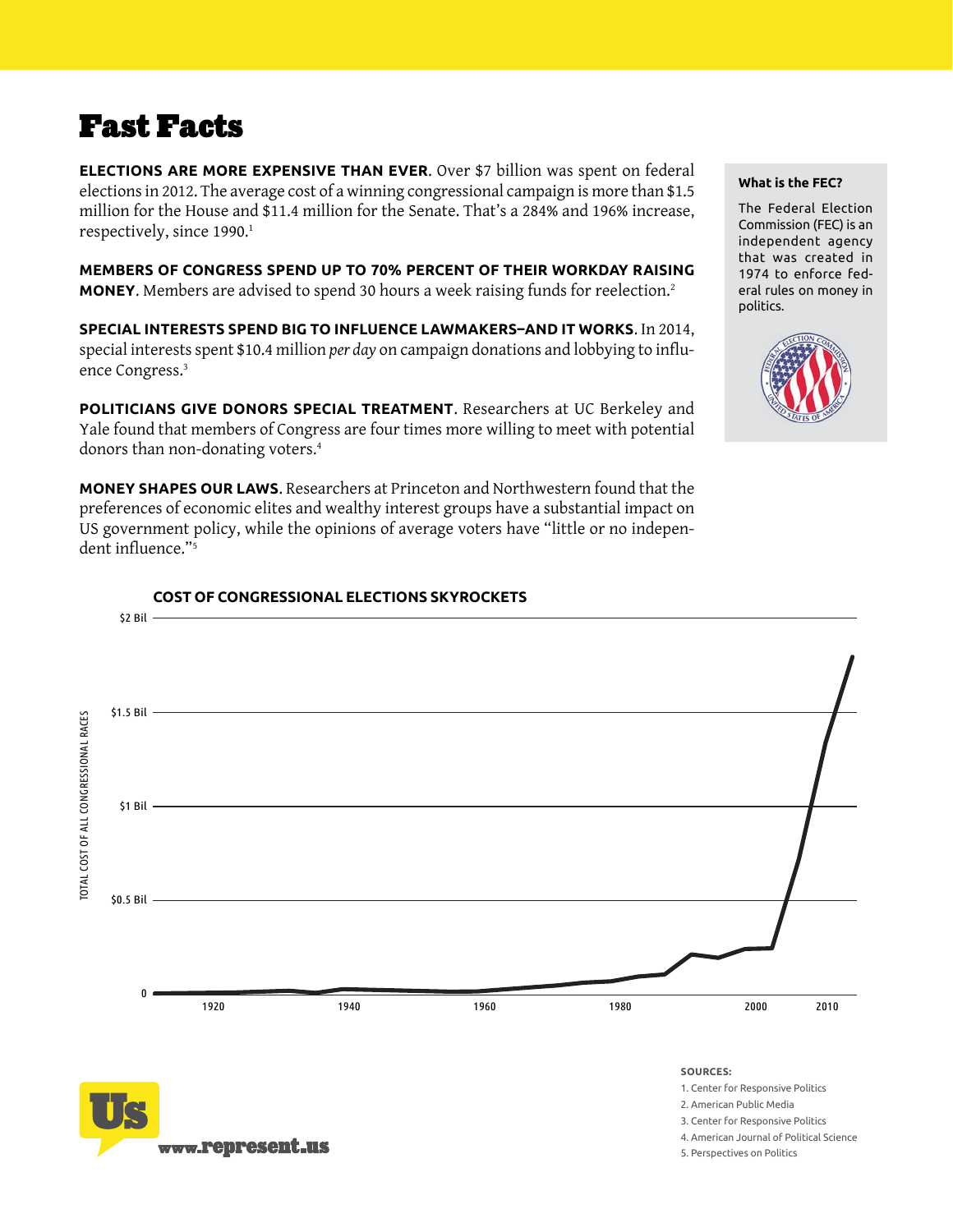# Fast Facts

**ELECTIONS ARE MORE EXPENSIVE THAN EVER**. Over $7 billion was spent on federal elections in 2012. The average cost of a winning congressional campaign is more than $1.5 million for the House and $11.4 million for the Senate. That's a 284% and 196% increase, respectively, since 1990.[1]

**MEMBERS OF CONGRESS SPEND UP TO 70% PERCENT OF THEIR WORKDAY RAISING MONEY**. Members are advised to spend 30 hours a week raising funds for reelection.[2]

**SPECIAL INTERESTS SPEND BIG TO INFLUENCE LAWMAKERS–AND IT WORKS**. In 2014, special interests spent $10.4 million *per day* on campaign donations and lobbying to influence Congress.[3]

**POLITICIANS GIVE DONORS SPECIAL TREATMENT**. Researchers at UC Berkeley and Yale found that members of Congress are four times more willing to meet with potential donors than non-donating voters.[4]

**MONEY SHAPES OUR LAWS**. Researchers at Princeton and Northwestern found that the preferences of economic elites and wealthy interest groups have a substantial impact on US government policy, while the opinions of average voters have "little or no independent influence."[5]

**What is the FEC?**

The Federal Election Commission (FEC) is an independent agency that was created in 1974 to enforce federal rules on money in politics.

**COST OF CONGRESSIONAL ELECTIONS SKYROCKETS**

TOTAL COST OF ALL CONGRESSIONAL RACES

$2 Bil
$1.5 Bil
$1 Bil
$0.5 Bil
0

1920
1940
1960
1980
2000
2010

**SOURCES:**

1. Center for Responsive Politics
2. American Public Media
3. Center for Responsive Politics
4. American Journal of Political Science
5. Perspectives on Politics

www.represent.us